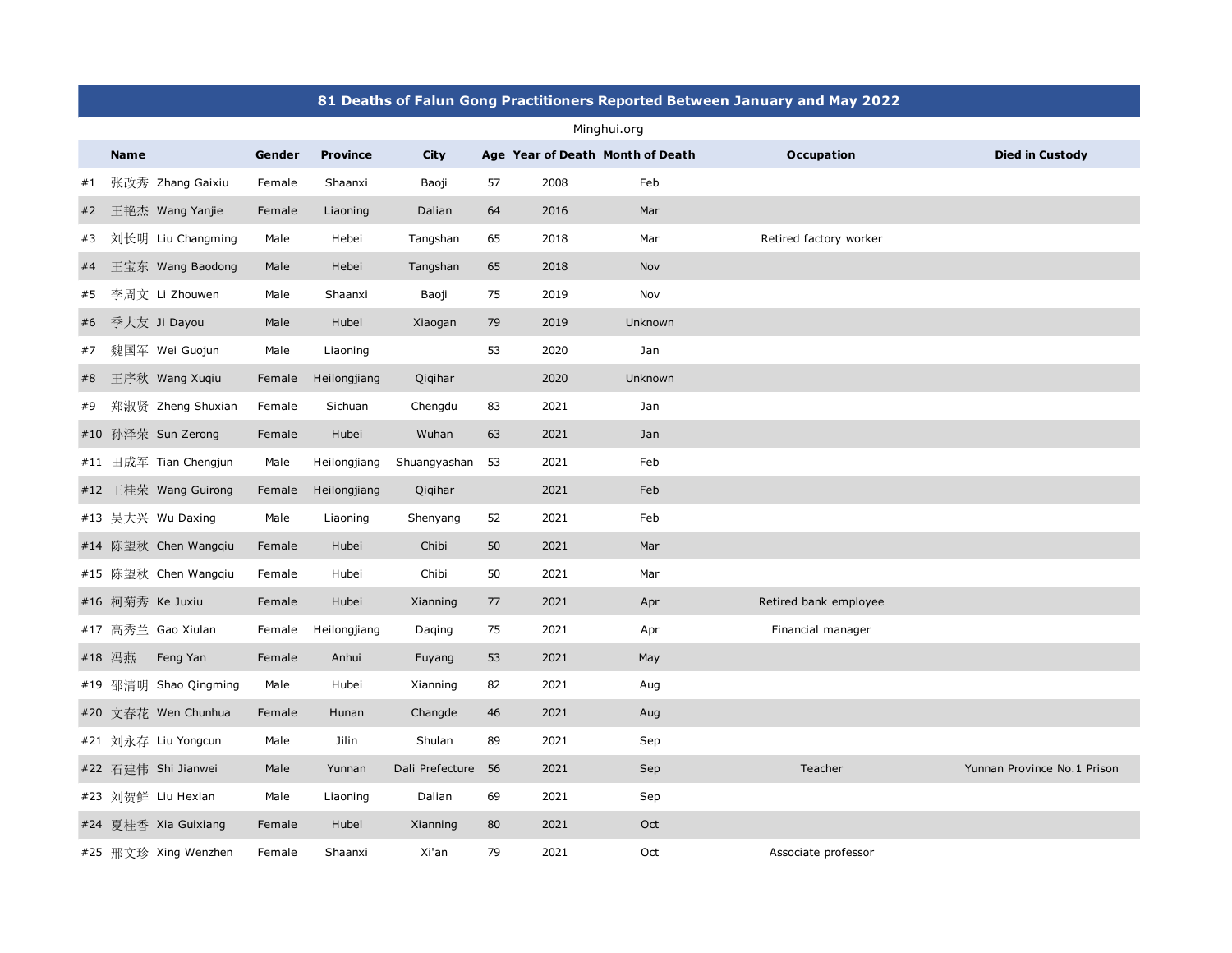## 81 Deaths of Falun Gong Practitioners Reported Between January and May 2022

Minghui.org

| | Name | Gender | Province | City | Age | Year of Death | Month of Death | Occupation | Died in Custody |
|---|---|---|---|---|---|---|---|---|---|
| #1 | 张改秀 Zhang Gaixiu | Female | Shaanxi | Baoji | 57 | 2008 | Feb | | |
| #2 | 王艳杰 Wang Yanjie | Female | Liaoning | Dalian | 64 | 2016 | Mar | | |
| #3 | 刘长明 Liu Changming | Male | Hebei | Tangshan | 65 | 2018 | Mar | Retired factory worker | |
| #4 | 王宝东 Wang Baodong | Male | Hebei | Tangshan | 65 | 2018 | Nov | | |
| #5 | 李周文 Li Zhouwen | Male | Shaanxi | Baoji | 75 | 2019 | Nov | | |
| #6 | 季大友 Ji Dayou | Male | Hubei | Xiaogan | 79 | 2019 | Unknown | | |
| #7 | 魏国军 Wei Guojun | Male | Liaoning | | 53 | 2020 | Jan | | |
| #8 | 王序秋 Wang Xuqiu | Female | Heilongjiang | Qiqihar | | 2020 | Unknown | | |
| #9 | 郑淑贤 Zheng Shuxian | Female | Sichuan | Chengdu | 83 | 2021 | Jan | | |
| #10 | 孙泽荣 Sun Zerong | Female | Hubei | Wuhan | 63 | 2021 | Jan | | |
| #11 | 田成军 Tian Chengjun | Male | Heilongjiang | Shuangyashan | 53 | 2021 | Feb | | |
| #12 | 王桂荣 Wang Guirong | Female | Heilongjiang | Qiqihar | | 2021 | Feb | | |
| #13 | 吴大兴 Wu Daxing | Male | Liaoning | Shenyang | 52 | 2021 | Feb | | |
| #14 | 陈望秋 Chen Wangqiu | Female | Hubei | Chibi | 50 | 2021 | Mar | | |
| #15 | 陈望秋 Chen Wangqiu | Female | Hubei | Chibi | 50 | 2021 | Mar | | |
| #16 | 柯菊秀 Ke Juxiu | Female | Hubei | Xianning | 77 | 2021 | Apr | Retired bank employee | |
| #17 | 高秀兰 Gao Xiulan | Female | Heilongjiang | Daqing | 75 | 2021 | Apr | Financial manager | |
| #18 | 冯燕 Feng Yan | Female | Anhui | Fuyang | 53 | 2021 | May | | |
| #19 | 邵清明 Shao Qingming | Male | Hubei | Xianning | 82 | 2021 | Aug | | |
| #20 | 文春花 Wen Chunhua | Female | Hunan | Changde | 46 | 2021 | Aug | | |
| #21 | 刘永存 Liu Yongcun | Male | Jilin | Shulan | 89 | 2021 | Sep | | |
| #22 | 石建伟 Shi Jianwei | Male | Yunnan | Dali Prefecture | 56 | 2021 | Sep | Teacher | Yunnan Province No.1 Prison |
| #23 | 刘贺鲜 Liu Hexian | Male | Liaoning | Dalian | 69 | 2021 | Sep | | |
| #24 | 夏桂香 Xia Guixiang | Female | Hubei | Xianning | 80 | 2021 | Oct | | |
| #25 | 邢文珍 Xing Wenzhen | Female | Shaanxi | Xi'an | 79 | 2021 | Oct | Associate professor | |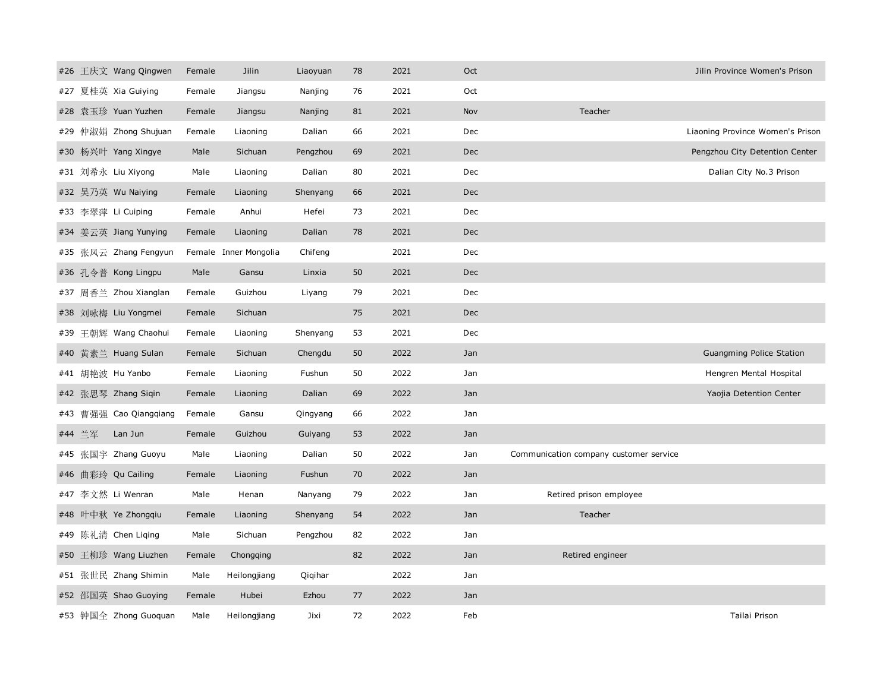| # | Chinese Name | Name | Gender | Province | City | Age | Year | Month | Occupation | Location |
|---|---|---|---|---|---|---|---|---|---|---|
| #26 | 王庆文 | Wang Qingwen | Female | Jilin | Liaoyuan | 78 | 2021 | Oct | | Jilin Province Women's Prison |
| #27 | 夏桂英 | Xia Guiying | Female | Jiangsu | Nanjing | 76 | 2021 | Oct | | |
| #28 | 袁玉珍 | Yuan Yuzhen | Female | Jiangsu | Nanjing | 81 | 2021 | Nov | Teacher | |
| #29 | 仲淑娟 | Zhong Shujuan | Female | Liaoning | Dalian | 66 | 2021 | Dec | | Liaoning Province Women's Prison |
| #30 | 杨兴叶 | Yang Xingye | Male | Sichuan | Pengzhou | 69 | 2021 | Dec | | Pengzhou City Detention Center |
| #31 | 刘希永 | Liu Xiyong | Male | Liaoning | Dalian | 80 | 2021 | Dec | | Dalian City No.3 Prison |
| #32 | 吴乃英 | Wu Naiying | Female | Liaoning | Shenyang | 66 | 2021 | Dec | | |
| #33 | 李翠萍 | Li Cuiping | Female | Anhui | Hefei | 73 | 2021 | Dec | | |
| #34 | 姜云英 | Jiang Yunying | Female | Liaoning | Dalian | 78 | 2021 | Dec | | |
| #35 | 张凤云 | Zhang Fengyun | Female | Inner Mongolia | Chifeng | | 2021 | Dec | | |
| #36 | 孔令普 | Kong Lingpu | Male | Gansu | Linxia | 50 | 2021 | Dec | | |
| #37 | 周香兰 | Zhou Xianglan | Female | Guizhou | Liyang | 79 | 2021 | Dec | | |
| #38 | 刘咏梅 | Liu Yongmei | Female | Sichuan | | 75 | 2021 | Dec | | |
| #39 | 王朝辉 | Wang Chaohui | Female | Liaoning | Shenyang | 53 | 2021 | Dec | | |
| #40 | 黄素兰 | Huang Sulan | Female | Sichuan | Chengdu | 50 | 2022 | Jan | | Guangming Police Station |
| #41 | 胡艳波 | Hu Yanbo | Female | Liaoning | Fushun | 50 | 2022 | Jan | | Hengren Mental Hospital |
| #42 | 张思琴 | Zhang Siqin | Female | Liaoning | Dalian | 69 | 2022 | Jan | | Yaojia Detention Center |
| #43 | 曹强强 | Cao Qiangqiang | Female | Gansu | Qingyang | 66 | 2022 | Jan | | |
| #44 | 兰军 | Lan Jun | Female | Guizhou | Guiyang | 53 | 2022 | Jan | | |
| #45 | 张国宇 | Zhang Guoyu | Male | Liaoning | Dalian | 50 | 2022 | Jan | Communication company customer service | |
| #46 | 曲彩玲 | Qu Cailing | Female | Liaoning | Fushun | 70 | 2022 | Jan | | |
| #47 | 李文然 | Li Wenran | Male | Henan | Nanyang | 79 | 2022 | Jan | Retired prison employee | |
| #48 | 叶中秋 | Ye Zhongqiu | Female | Liaoning | Shenyang | 54 | 2022 | Jan | Teacher | |
| #49 | 陈礼清 | Chen Liqing | Male | Sichuan | Pengzhou | 82 | 2022 | Jan | | |
| #50 | 王柳珍 | Wang Liuzhen | Female | Chongqing | | 82 | 2022 | Jan | Retired engineer | |
| #51 | 张世民 | Zhang Shimin | Male | Heilongjiang | Qiqihar | | 2022 | Jan | | |
| #52 | 邵国英 | Shao Guoying | Female | Hubei | Ezhou | 77 | 2022 | Jan | | |
| #53 | 钟国全 | Zhong Guoquan | Male | Heilongjiang | Jixi | 72 | 2022 | Feb | | Tailai Prison |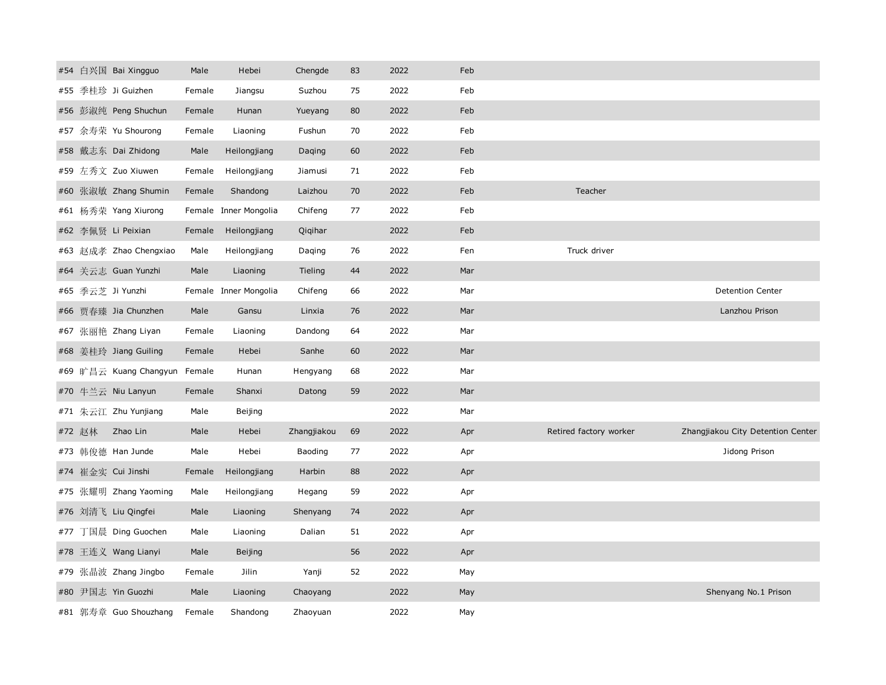| | | | | | | | | | | |
|---|---|---|---|---|---|---|---|---|---|---|
| #54 | 白兴国 | Bai Xingguo | Male | Hebei | Chengde | 83 | 2022 | Feb | | |
| #55 | 季桂珍 | Ji Guizhen | Female | Jiangsu | Suzhou | 75 | 2022 | Feb | | |
| #56 | 彭淑纯 | Peng Shuchun | Female | Hunan | Yueyang | 80 | 2022 | Feb | | |
| #57 | 余寿荣 | Yu Shourong | Female | Liaoning | Fushun | 70 | 2022 | Feb | | |
| #58 | 戴志东 | Dai Zhidong | Male | Heilongjiang | Daqing | 60 | 2022 | Feb | | |
| #59 | 左秀文 | Zuo Xiuwen | Female | Heilongjiang | Jiamusi | 71 | 2022 | Feb | | |
| #60 | 张淑敏 | Zhang Shumin | Female | Shandong | Laizhou | 70 | 2022 | Feb | Teacher | |
| #61 | 杨秀荣 | Yang Xiurong | Female | Inner Mongolia | Chifeng | 77 | 2022 | Feb | | |
| #62 | 李佩贤 | Li Peixian | Female | Heilongjiang | Qiqihar | | 2022 | Feb | | |
| #63 | 赵成孝 | Zhao Chengxiao | Male | Heilongjiang | Daqing | 76 | 2022 | Fen | Truck driver | |
| #64 | 关云志 | Guan Yunzhi | Male | Liaoning | Tieling | 44 | 2022 | Mar | | |
| #65 | 季云芝 | Ji Yunzhi | Female | Inner Mongolia | Chifeng | 66 | 2022 | Mar | | Detention Center |
| #66 | 贾春臻 | Jia Chunzhen | Male | Gansu | Linxia | 76 | 2022 | Mar | | Lanzhou Prison |
| #67 | 张丽艳 | Zhang Liyan | Female | Liaoning | Dandong | 64 | 2022 | Mar | | |
| #68 | 姜桂玲 | Jiang Guiling | Female | Hebei | Sanhe | 60 | 2022 | Mar | | |
| #69 | 旷昌云 | Kuang Changyun | Female | Hunan | Hengyang | 68 | 2022 | Mar | | |
| #70 | 牛兰云 | Niu Lanyun | Female | Shanxi | Datong | 59 | 2022 | Mar | | |
| #71 | 朱云江 | Zhu Yunjiang | Male | Beijing | | | 2022 | Mar | | |
| #72 | 赵林 | Zhao Lin | Male | Hebei | Zhangjiakou | 69 | 2022 | Apr | Retired factory worker | Zhangjiakou City Detention Center |
| #73 | 韩俊德 | Han Junde | Male | Hebei | Baoding | 77 | 2022 | Apr | | Jidong Prison |
| #74 | 崔金实 | Cui Jinshi | Female | Heilongjiang | Harbin | 88 | 2022 | Apr | | |
| #75 | 张耀明 | Zhang Yaoming | Male | Heilongjiang | Hegang | 59 | 2022 | Apr | | |
| #76 | 刘清飞 | Liu Qingfei | Male | Liaoning | Shenyang | 74 | 2022 | Apr | | |
| #77 | 丁国晨 | Ding Guochen | Male | Liaoning | Dalian | 51 | 2022 | Apr | | |
| #78 | 王连义 | Wang Lianyi | Male | Beijing | | 56 | 2022 | Apr | | |
| #79 | 张晶波 | Zhang Jingbo | Female | Jilin | Yanji | 52 | 2022 | May | | |
| #80 | 尹国志 | Yin Guozhi | Male | Liaoning | Chaoyang | | 2022 | May | | Shenyang No.1 Prison |
| #81 | 郭寿章 | Guo Shouzhang | Female | Shandong | Zhaoyuan | | 2022 | May | | |